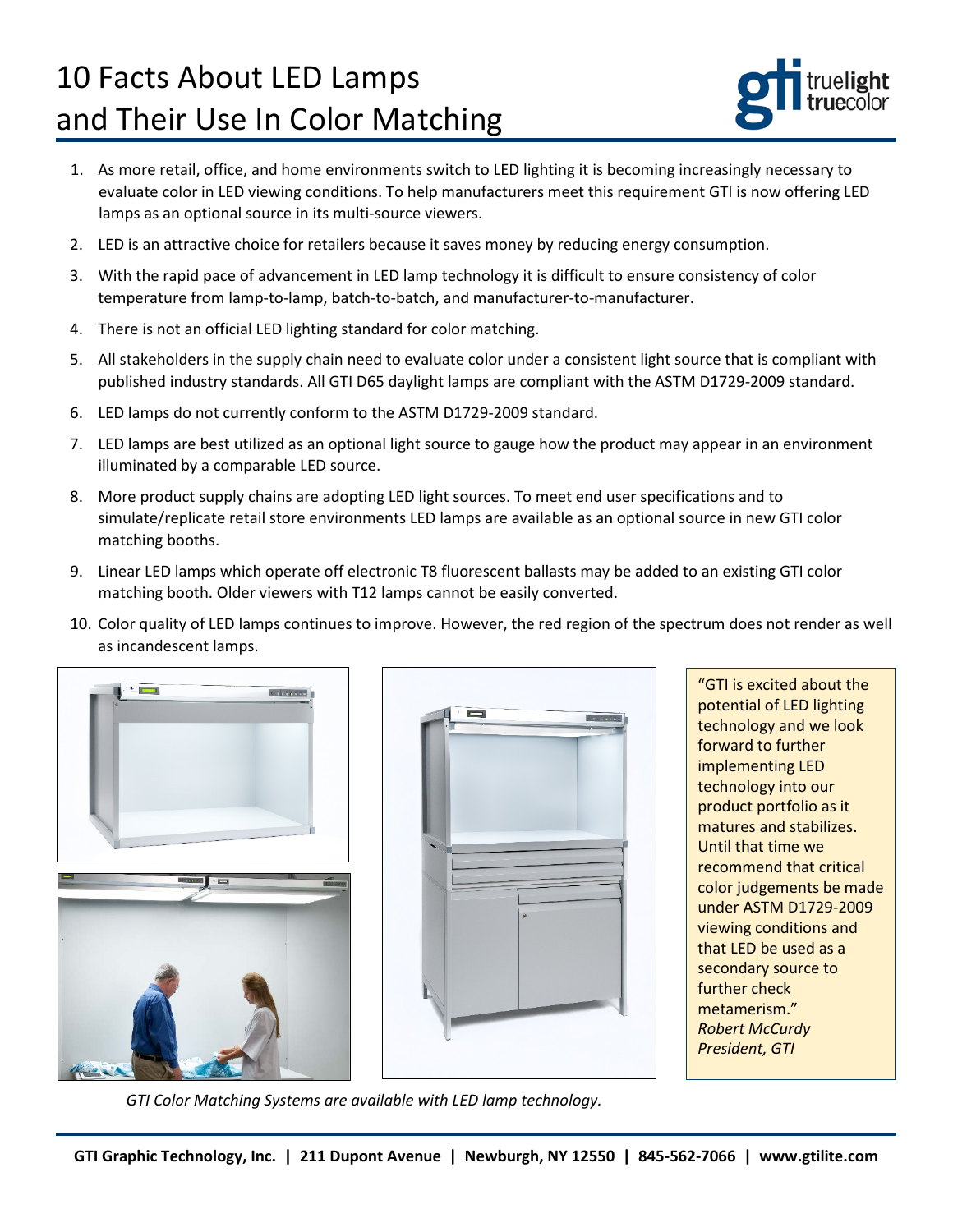# 10 Facts About LED Lamps and Their Use In Color Matching

1. As more retail, office, and home environments switch to LED lighting it is becoming increasingly necessary to evaluate color in LED viewing conditions. To help manufacturers meet this requirement GTI is now offering LED lamps as an optional source in its multi-source viewers.
2. LED is an attractive choice for retailers because it saves money by reducing energy consumption.
3. With the rapid pace of advancement in LED lamp technology it is difficult to ensure consistency of color temperature from lamp-to-lamp, batch-to-batch, and manufacturer-to-manufacturer.
4. There is not an official LED lighting standard for color matching.
5. All stakeholders in the supply chain need to evaluate color under a consistent light source that is compliant with published industry standards. All GTI D65 daylight lamps are compliant with the ASTM D1729-2009 standard.
6. LED lamps do not currently conform to the ASTM D1729-2009 standard.
7. LED lamps are best utilized as an optional light source to gauge how the product may appear in an environment illuminated by a comparable LED source.
8. More product supply chains are adopting LED light sources. To meet end user specifications and to simulate/replicate retail store environments LED lamps are available as an optional source in new GTI color matching booths.
9. Linear LED lamps which operate off electronic T8 fluorescent ballasts may be added to an existing GTI color matching booth. Older viewers with T12 lamps cannot be easily converted.
10. Color quality of LED lamps continues to improve. However, the red region of the spectrum does not render as well as incandescent lamps.

"GTI is excited about the potential of LED lighting technology and we look forward to further implementing LED technology into our product portfolio as it matures and stabilizes. Until that time we recommend that critical color judgements be made under ASTM D1729-2009 viewing conditions and that LED be used as a secondary source to further check metamerism."
*Robert McCurdy*
*President, GTI*

*GTI Color Matching Systems are available with LED lamp technology.*

**GTI Graphic Technology, Inc. | 211 Dupont Avenue | Newburgh, NY 12550 | 845-562-7066 | www.gtilite.com**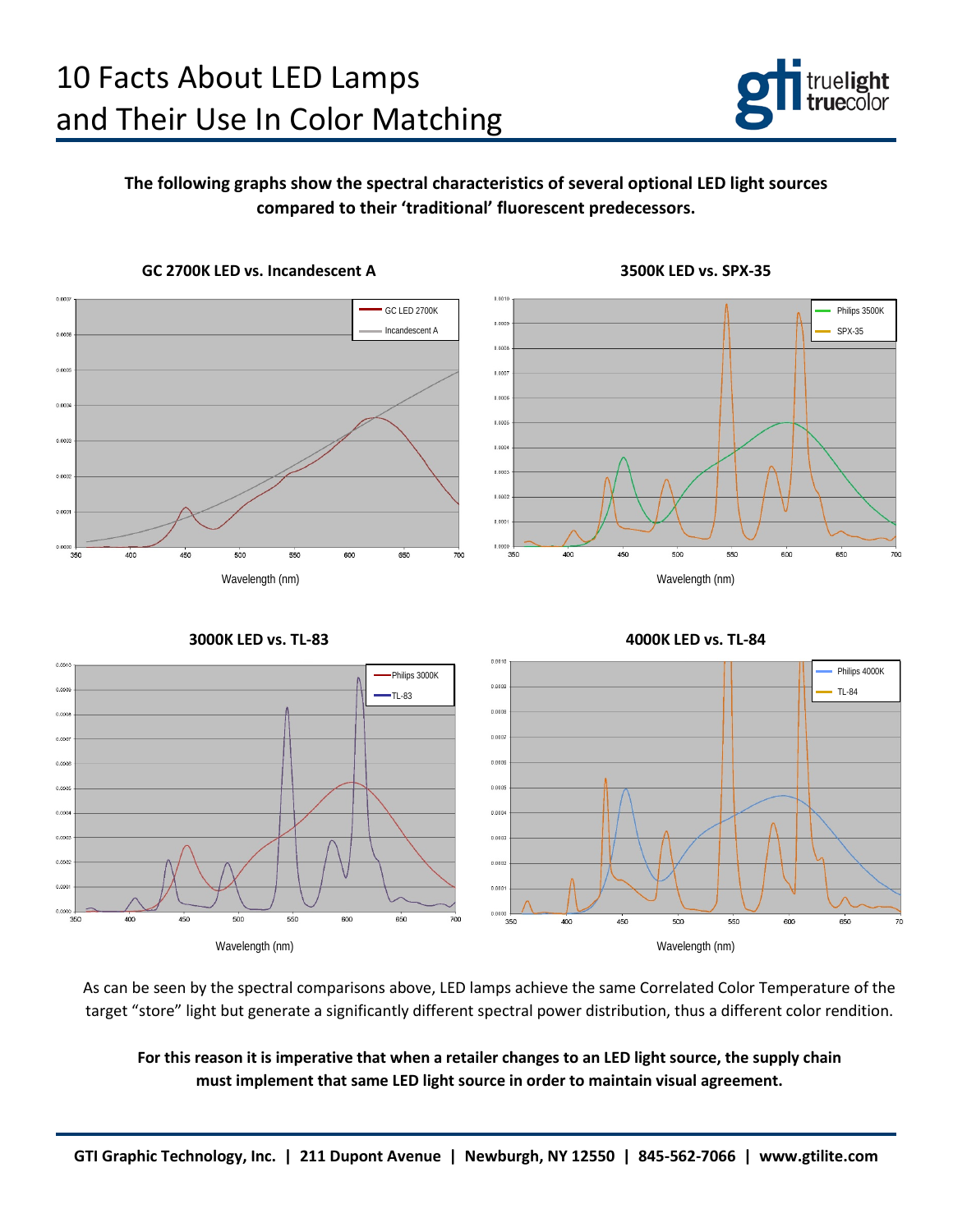# 10 Facts About LED Lamps and Their Use In Color Matching

**The following graphs show the spectral characteristics of several optional LED light sources compared to their 'traditional' fluorescent predecessors.**

**GC 2700K LED vs. Incandescent A**

GC LED 2700K
Incandescent A
Wavelength (nm)

**3500K LED vs. SPX-35**

Philips 3500K
SPX-35
Wavelength (nm)

**3000K LED vs. TL-83**

Philips 3000K
TL-83
Wavelength (nm)

**4000K LED vs. TL-84**

Philips 4000K
TL-84
Wavelength (nm)

As can be seen by the spectral comparisons above, LED lamps achieve the same Correlated Color Temperature of the target "store" light but generate a significantly different spectral power distribution, thus a different color rendition.

**For this reason it is imperative that when a retailer changes to an LED light source, the supply chain must implement that same LED light source in order to maintain visual agreement.**

**GTI Graphic Technology, Inc. | 211 Dupont Avenue | Newburgh, NY 12550 | 845-562-7066 | www.gtilite.com**